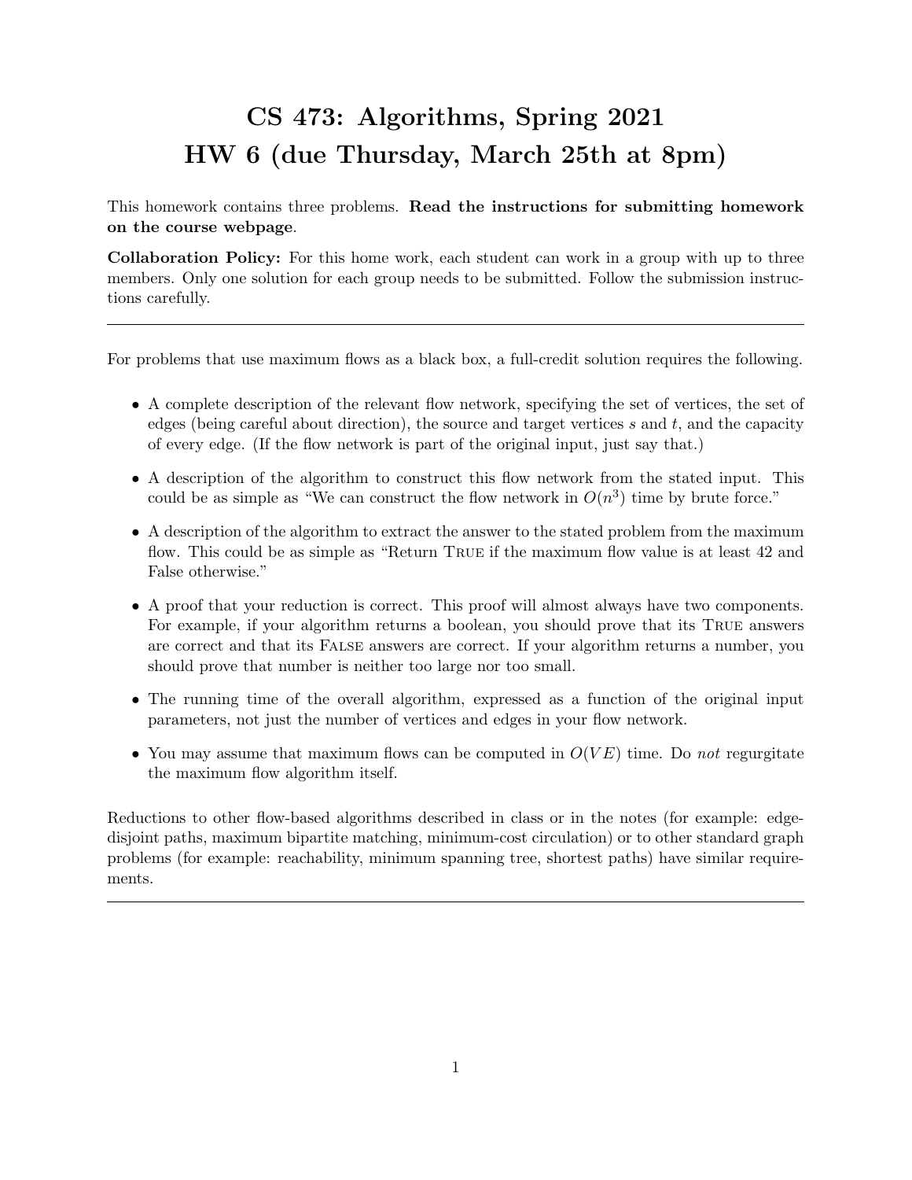# CS 473: Algorithms, Spring 2021
# HW 6 (due Thursday, March 25th at 8pm)

This homework contains three problems. **Read the instructions for submitting homework on the course webpage**.

**Collaboration Policy:** For this home work, each student can work in a group with up to three members. Only one solution for each group needs to be submitted. Follow the submission instructions carefully.

---

For problems that use maximum flows as a black box, a full-credit solution requires the following.

- A complete description of the relevant flow network, specifying the set of vertices, the set of edges (being careful about direction), the source and target vertices $s$ and $t$, and the capacity of every edge. (If the flow network is part of the original input, just say that.)
- A description of the algorithm to construct this flow network from the stated input. This could be as simple as "We can construct the flow network in $O(n^3)$ time by brute force."
- A description of the algorithm to extract the answer to the stated problem from the maximum flow. This could be as simple as "Return TRUE if the maximum flow value is at least 42 and False otherwise."
- A proof that your reduction is correct. This proof will almost always have two components. For example, if your algorithm returns a boolean, you should prove that its TRUE answers are correct and that its FALSE answers are correct. If your algorithm returns a number, you should prove that number is neither too large nor too small.
- The running time of the overall algorithm, expressed as a function of the original input parameters, not just the number of vertices and edges in your flow network.
- You may assume that maximum flows can be computed in $O(VE)$ time. Do *not* regurgitate the maximum flow algorithm itself.

Reductions to other flow-based algorithms described in class or in the notes (for example: edge-disjoint paths, maximum bipartite matching, minimum-cost circulation) or to other standard graph problems (for example: reachability, minimum spanning tree, shortest paths) have similar requirements.

---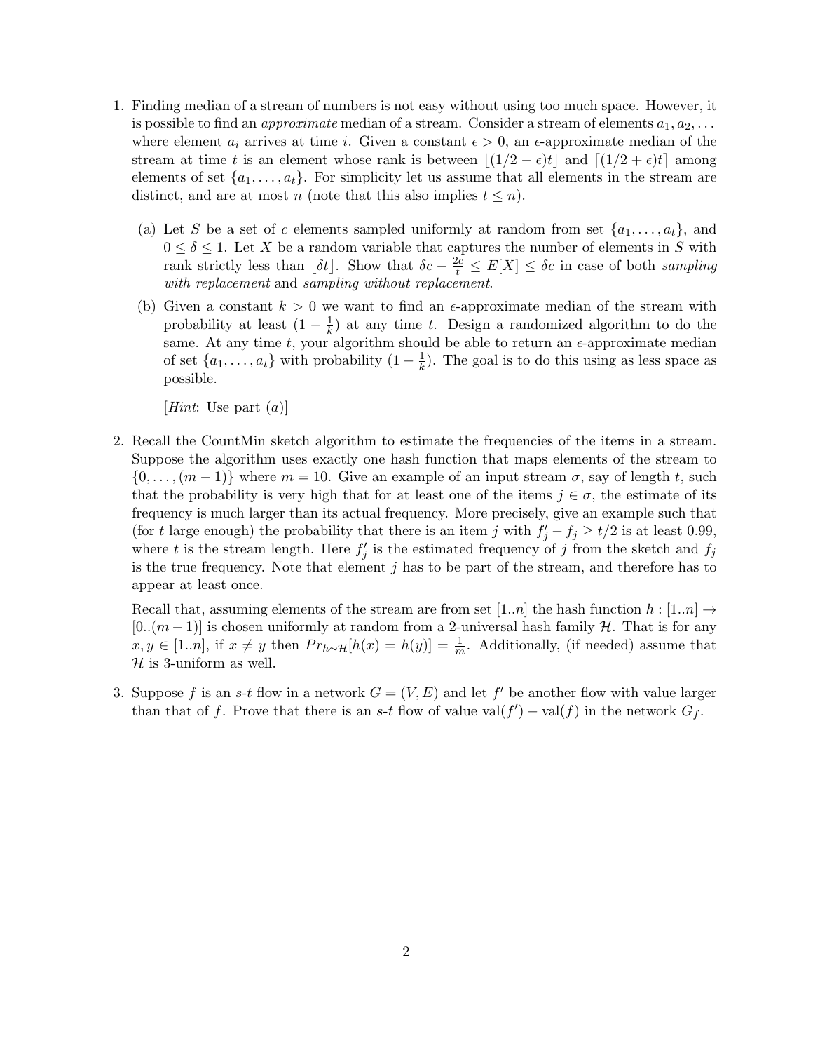1. Finding median of a stream of numbers is not easy without using too much space. However, it is possible to find an *approximate* median of a stream. Consider a stream of elements $a_1, a_2, \ldots$ where element $a_i$ arrives at time $i$. Given a constant $\epsilon > 0$, an $\epsilon$-approximate median of the stream at time $t$ is an element whose rank is between $\lfloor (1/2 - \epsilon)t \rfloor$ and $\lceil (1/2 + \epsilon)t \rceil$ among elements of set $\{a_1, \ldots, a_t\}$. For simplicity let us assume that all elements in the stream are distinct, and are at most $n$ (note that this also implies $t \leq n$).

   (a) Let $S$ be a set of $c$ elements sampled uniformly at random from set $\{a_1, \ldots, a_t\}$, and $0 \leq \delta \leq 1$. Let $X$ be a random variable that captures the number of elements in $S$ with rank strictly less than $\lfloor \delta t \rfloor$. Show that $\delta c - \frac{2c}{t} \leq E[X] \leq \delta c$ in case of both *sampling with replacement* and *sampling without replacement*.

   (b) Given a constant $k > 0$ we want to find an $\epsilon$-approximate median of the stream with probability at least $(1 - \frac{1}{k})$ at any time $t$. Design a randomized algorithm to do the same. At any time $t$, your algorithm should be able to return an $\epsilon$-approximate median of set $\{a_1, \ldots, a_t\}$ with probability $(1 - \frac{1}{k})$. The goal is to do this using as less space as possible.

   [*Hint*: Use part (*a*)]

2. Recall the CountMin sketch algorithm to estimate the frequencies of the items in a stream. Suppose the algorithm uses exactly one hash function that maps elements of the stream to $\{0, \ldots, (m-1)\}$ where $m = 10$. Give an example of an input stream $\sigma$, say of length $t$, such that the probability is very high that for at least one of the items $j \in \sigma$, the estimate of its frequency is much larger than its actual frequency. More precisely, give an example such that (for $t$ large enough) the probability that there is an item $j$ with $f'_j - f_j \geq t/2$ is at least 0.99, where $t$ is the stream length. Here $f'_j$ is the estimated frequency of $j$ from the sketch and $f_j$ is the true frequency. Note that element $j$ has to be part of the stream, and therefore has to appear at least once.

   Recall that, assuming elements of the stream are from set $[1..n]$ the hash function $h : [1..n] \rightarrow [0..(m-1)]$ is chosen uniformly at random from a 2-universal hash family $\mathcal{H}$. That is for any $x, y \in [1..n]$, if $x \neq y$ then $Pr_{h \sim \mathcal{H}}[h(x) = h(y)] = \frac{1}{m}$. Additionally, (if needed) assume that $\mathcal{H}$ is 3-uniform as well.

3. Suppose $f$ is an *s*-*t* flow in a network $G = (V, E)$ and let $f'$ be another flow with value larger than that of $f$. Prove that there is an *s*-*t* flow of value $\text{val}(f') - \text{val}(f)$ in the network $G_f$.